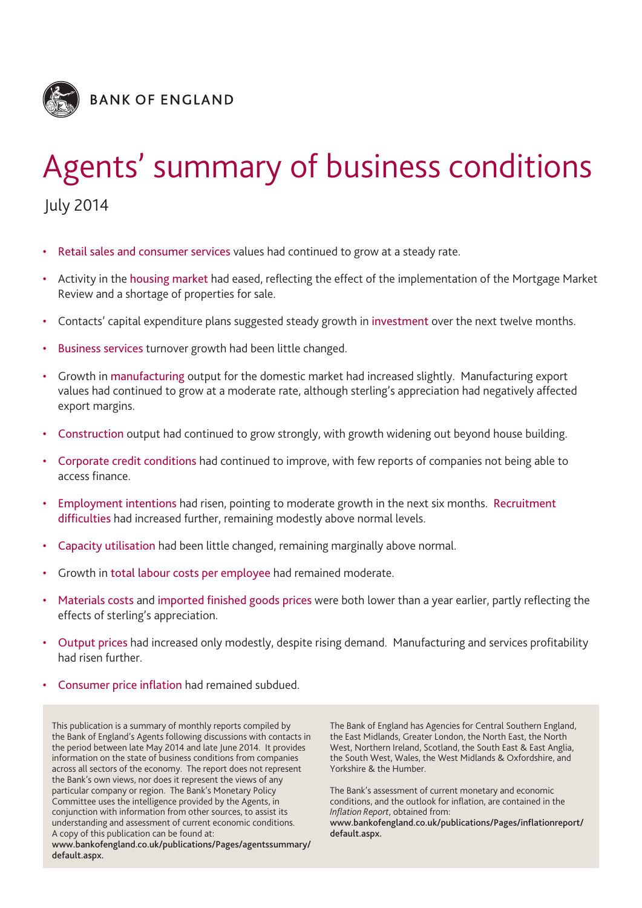BANK OF ENGLAND

# Agents' summary of business conditions

July 2014

- Retail sales and consumer services values had continued to grow at a steady rate.
- Activity in the housing market had eased, reflecting the effect of the implementation of the Mortgage Market Review and a shortage of properties for sale.
- Contacts' capital expenditure plans suggested steady growth in investment over the next twelve months.
- Business services turnover growth had been little changed.
- Growth in manufacturing output for the domestic market had increased slightly. Manufacturing export values had continued to grow at a moderate rate, although sterling's appreciation had negatively affected export margins.
- Construction output had continued to grow strongly, with growth widening out beyond house building.
- Corporate credit conditions had continued to improve, with few reports of companies not being able to access finance.
- Employment intentions had risen, pointing to moderate growth in the next six months. Recruitment difficulties had increased further, remaining modestly above normal levels.
- Capacity utilisation had been little changed, remaining marginally above normal.
- Growth in total labour costs per employee had remained moderate.
- Materials costs and imported finished goods prices were both lower than a year earlier, partly reflecting the effects of sterling's appreciation.
- Output prices had increased only modestly, despite rising demand. Manufacturing and services profitability had risen further.
- Consumer price inflation had remained subdued.

This publication is a summary of monthly reports compiled by the Bank of England's Agents following discussions with contacts in the period between late May 2014 and late June 2014. It provides information on the state of business conditions from companies across all sectors of the economy. The report does not represent the Bank's own views, nor does it represent the views of any particular company or region. The Bank's Monetary Policy Committee uses the intelligence provided by the Agents, in conjunction with information from other sources, to assist its understanding and assessment of current economic conditions. A copy of this publication can be found at:
**www.bankofengland.co.uk/publications/Pages/agentssummary/default.aspx.**

The Bank of England has Agencies for Central Southern England, the East Midlands, Greater London, the North East, the North West, Northern Ireland, Scotland, the South East & East Anglia, the South West, Wales, the West Midlands & Oxfordshire, and Yorkshire & the Humber.

The Bank's assessment of current monetary and economic conditions, and the outlook for inflation, are contained in the *Inflation Report*, obtained from:
**www.bankofengland.co.uk/publications/Pages/inflationreport/default.aspx.**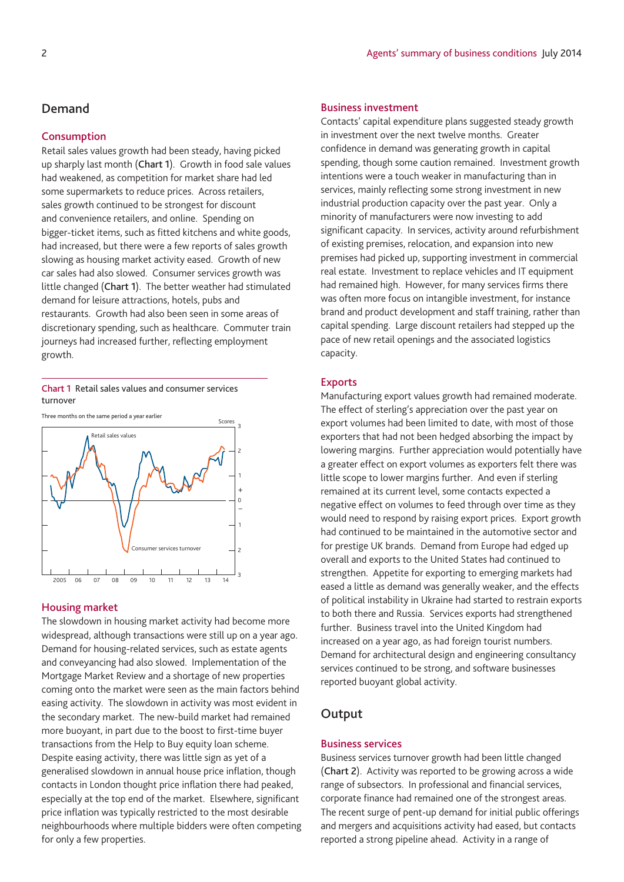## Demand

### Consumption

Retail sales values growth had been steady, having picked up sharply last month (**Chart 1**). Growth in food sale values had weakened, as competition for market share had led some supermarkets to reduce prices. Across retailers, sales growth continued to be strongest for discount and convenience retailers, and online. Spending on bigger-ticket items, such as fitted kitchens and white goods, had increased, but there were a few reports of sales growth slowing as housing market activity eased. Growth of new car sales had also slowed. Consumer services growth was little changed (**Chart 1**). The better weather had stimulated demand for leisure attractions, hotels, pubs and restaurants. Growth had also been seen in some areas of discretionary spending, such as healthcare. Commuter train journeys had increased further, reflecting employment growth.

Chart 1 Retail sales values and consumer services turnover

Three months on the same period a year earlier

### Housing market

The slowdown in housing market activity had become more widespread, although transactions were still up on a year ago. Demand for housing-related services, such as estate agents and conveyancing had also slowed. Implementation of the Mortgage Market Review and a shortage of new properties coming onto the market were seen as the main factors behind easing activity. The slowdown in activity was most evident in the secondary market. The new-build market had remained more buoyant, in part due to the boost to first-time buyer transactions from the Help to Buy equity loan scheme. Despite easing activity, there was little sign as yet of a generalised slowdown in annual house price inflation, though contacts in London thought price inflation there had peaked, especially at the top end of the market. Elsewhere, significant price inflation was typically restricted to the most desirable neighbourhoods where multiple bidders were often competing for only a few properties.

### Business investment

Contacts' capital expenditure plans suggested steady growth in investment over the next twelve months. Greater confidence in demand was generating growth in capital spending, though some caution remained. Investment growth intentions were a touch weaker in manufacturing than in services, mainly reflecting some strong investment in new industrial production capacity over the past year. Only a minority of manufacturers were now investing to add significant capacity. In services, activity around refurbishment of existing premises, relocation, and expansion into new premises had picked up, supporting investment in commercial real estate. Investment to replace vehicles and IT equipment had remained high. However, for many services firms there was often more focus on intangible investment, for instance brand and product development and staff training, rather than capital spending. Large discount retailers had stepped up the pace of new retail openings and the associated logistics capacity.

### Exports

Manufacturing export values growth had remained moderate. The effect of sterling's appreciation over the past year on export volumes had been limited to date, with most of those exporters that had not been hedged absorbing the impact by lowering margins. Further appreciation would potentially have a greater effect on export volumes as exporters felt there was little scope to lower margins further. And even if sterling remained at its current level, some contacts expected a negative effect on volumes to feed through over time as they would need to respond by raising export prices. Export growth had continued to be maintained in the automotive sector and for prestige UK brands. Demand from Europe had edged up overall and exports to the United States had continued to strengthen. Appetite for exporting to emerging markets had eased a little as demand was generally weaker, and the effects of political instability in Ukraine had started to restrain exports to both there and Russia. Services exports had strengthened further. Business travel into the United Kingdom had increased on a year ago, as had foreign tourist numbers. Demand for architectural design and engineering consultancy services continued to be strong, and software businesses reported buoyant global activity.

## Output

### Business services

Business services turnover growth had been little changed (**Chart 2**). Activity was reported to be growing across a wide range of subsectors. In professional and financial services, corporate finance had remained one of the strongest areas. The recent surge of pent-up demand for initial public offerings and mergers and acquisitions activity had eased, but contacts reported a strong pipeline ahead. Activity in a range of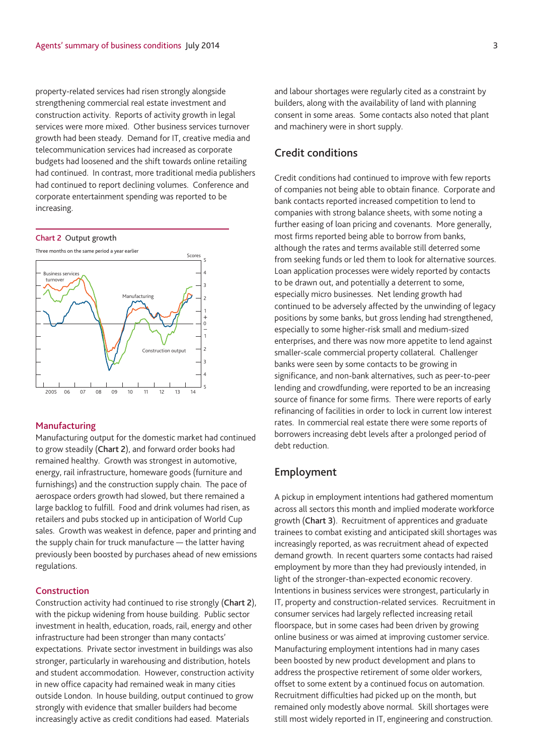property-related services had risen strongly alongside strengthening commercial real estate investment and construction activity. Reports of activity growth in legal services were more mixed. Other business services turnover growth had been steady. Demand for IT, creative media and telecommunication services had increased as corporate budgets had loosened and the shift towards online retailing had continued. In contrast, more traditional media publishers had continued to report declining volumes. Conference and corporate entertainment spending was reported to be increasing.

**Chart 2** Output growth

Three months on the same period a year earlier

## Manufacturing

Manufacturing output for the domestic market had continued to grow steadily (**Chart 2**), and forward order books had remained healthy. Growth was strongest in automotive, energy, rail infrastructure, homeware goods (furniture and furnishings) and the construction supply chain. The pace of aerospace orders growth had slowed, but there remained a large backlog to fulfill. Food and drink volumes had risen, as retailers and pubs stocked up in anticipation of World Cup sales. Growth was weakest in defence, paper and printing and the supply chain for truck manufacture — the latter having previously been boosted by purchases ahead of new emissions regulations.

## Construction

Construction activity had continued to rise strongly (**Chart 2**), with the pickup widening from house building. Public sector investment in health, education, roads, rail, energy and other infrastructure had been stronger than many contacts' expectations. Private sector investment in buildings was also stronger, particularly in warehousing and distribution, hotels and student accommodation. However, construction activity in new office capacity had remained weak in many cities outside London. In house building, output continued to grow strongly with evidence that smaller builders had become increasingly active as credit conditions had eased. Materials and labour shortages were regularly cited as a constraint by builders, along with the availability of land with planning consent in some areas. Some contacts also noted that plant and machinery were in short supply.

## Credit conditions

Credit conditions had continued to improve with few reports of companies not being able to obtain finance. Corporate and bank contacts reported increased competition to lend to companies with strong balance sheets, with some noting a further easing of loan pricing and covenants. More generally, most firms reported being able to borrow from banks, although the rates and terms available still deterred some from seeking funds or led them to look for alternative sources. Loan application processes were widely reported by contacts to be drawn out, and potentially a deterrent to some, especially micro businesses. Net lending growth had continued to be adversely affected by the unwinding of legacy positions by some banks, but gross lending had strengthened, especially to some higher-risk small and medium-sized enterprises, and there was now more appetite to lend against smaller-scale commercial property collateral. Challenger banks were seen by some contacts to be growing in significance, and non-bank alternatives, such as peer-to-peer lending and crowdfunding, were reported to be an increasing source of finance for some firms. There were reports of early refinancing of facilities in order to lock in current low interest rates. In commercial real estate there were some reports of borrowers increasing debt levels after a prolonged period of debt reduction.

## Employment

A pickup in employment intentions had gathered momentum across all sectors this month and implied moderate workforce growth (**Chart 3**). Recruitment of apprentices and graduate trainees to combat existing and anticipated skill shortages was increasingly reported, as was recruitment ahead of expected demand growth. In recent quarters some contacts had raised employment by more than they had previously intended, in light of the stronger-than-expected economic recovery. Intentions in business services were strongest, particularly in IT, property and construction-related services. Recruitment in consumer services had largely reflected increasing retail floorspace, but in some cases had been driven by growing online business or was aimed at improving customer service. Manufacturing employment intentions had in many cases been boosted by new product development and plans to address the prospective retirement of some older workers, offset to some extent by a continued focus on automation. Recruitment difficulties had picked up on the month, but remained only modestly above normal. Skill shortages were still most widely reported in IT, engineering and construction.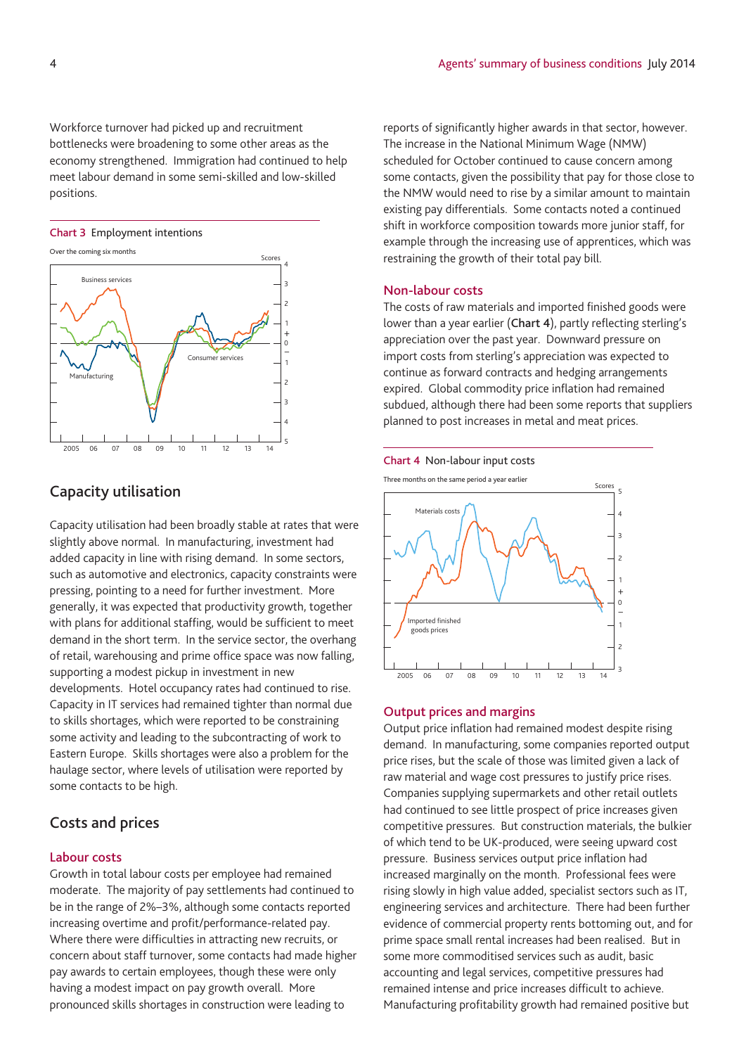Workforce turnover had picked up and recruitment bottlenecks were broadening to some other areas as the economy strengthened. Immigration had continued to help meet labour demand in some semi-skilled and low-skilled positions.

Chart 3 Employment intentions

Over the coming six months

## Capacity utilisation

Capacity utilisation had been broadly stable at rates that were slightly above normal. In manufacturing, investment had added capacity in line with rising demand. In some sectors, such as automotive and electronics, capacity constraints were pressing, pointing to a need for further investment. More generally, it was expected that productivity growth, together with plans for additional staffing, would be sufficient to meet demand in the short term. In the service sector, the overhang of retail, warehousing and prime office space was now falling, supporting a modest pickup in investment in new developments. Hotel occupancy rates had continued to rise. Capacity in IT services had remained tighter than normal due to skills shortages, which were reported to be constraining some activity and leading to the subcontracting of work to Eastern Europe. Skills shortages were also a problem for the haulage sector, where levels of utilisation were reported by some contacts to be high.

## Costs and prices

### Labour costs

Growth in total labour costs per employee had remained moderate. The majority of pay settlements had continued to be in the range of 2%–3%, although some contacts reported increasing overtime and profit/performance-related pay. Where there were difficulties in attracting new recruits, or concern about staff turnover, some contacts had made higher pay awards to certain employees, though these were only having a modest impact on pay growth overall. More pronounced skills shortages in construction were leading to reports of significantly higher awards in that sector, however. The increase in the National Minimum Wage (NMW) scheduled for October continued to cause concern among some contacts, given the possibility that pay for those close to the NMW would need to rise by a similar amount to maintain existing pay differentials. Some contacts noted a continued shift in workforce composition towards more junior staff, for example through the increasing use of apprentices, which was restraining the growth of their total pay bill.

### Non-labour costs

The costs of raw materials and imported finished goods were lower than a year earlier (**Chart 4**), partly reflecting sterling's appreciation over the past year. Downward pressure on import costs from sterling's appreciation was expected to continue as forward contracts and hedging arrangements expired. Global commodity price inflation had remained subdued, although there had been some reports that suppliers planned to post increases in metal and meat prices.

Chart 4 Non-labour input costs

Three months on the same period a year earlier

### Output prices and margins

Output price inflation had remained modest despite rising demand. In manufacturing, some companies reported output price rises, but the scale of those was limited given a lack of raw material and wage cost pressures to justify price rises. Companies supplying supermarkets and other retail outlets had continued to see little prospect of price increases given competitive pressures. But construction materials, the bulkier of which tend to be UK-produced, were seeing upward cost pressure. Business services output price inflation had increased marginally on the month. Professional fees were rising slowly in high value added, specialist sectors such as IT, engineering services and architecture. There had been further evidence of commercial property rents bottoming out, and for prime space small rental increases had been realised. But in some more commoditised services such as audit, basic accounting and legal services, competitive pressures had remained intense and price increases difficult to achieve. Manufacturing profitability growth had remained positive but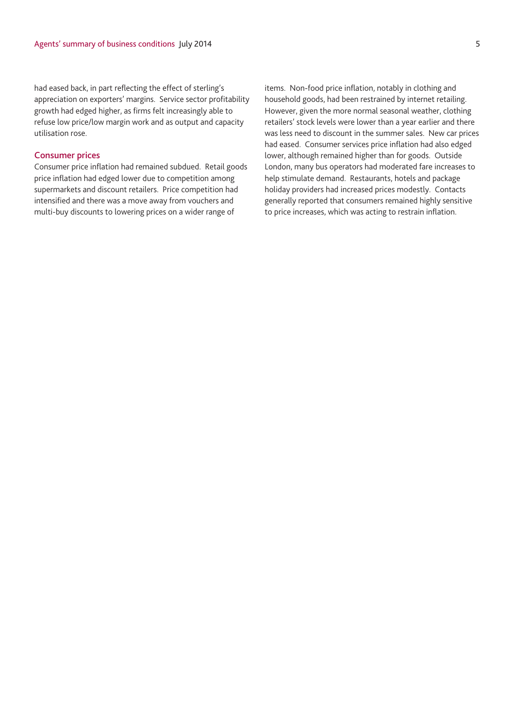had eased back, in part reflecting the effect of sterling's appreciation on exporters' margins. Service sector profitability growth had edged higher, as firms felt increasingly able to refuse low price/low margin work and as output and capacity utilisation rose.

## Consumer prices

Consumer price inflation had remained subdued. Retail goods price inflation had edged lower due to competition among supermarkets and discount retailers. Price competition had intensified and there was a move away from vouchers and multi-buy discounts to lowering prices on a wider range of items. Non-food price inflation, notably in clothing and household goods, had been restrained by internet retailing. However, given the more normal seasonal weather, clothing retailers' stock levels were lower than a year earlier and there was less need to discount in the summer sales. New car prices had eased. Consumer services price inflation had also edged lower, although remained higher than for goods. Outside London, many bus operators had moderated fare increases to help stimulate demand. Restaurants, hotels and package holiday providers had increased prices modestly. Contacts generally reported that consumers remained highly sensitive to price increases, which was acting to restrain inflation.